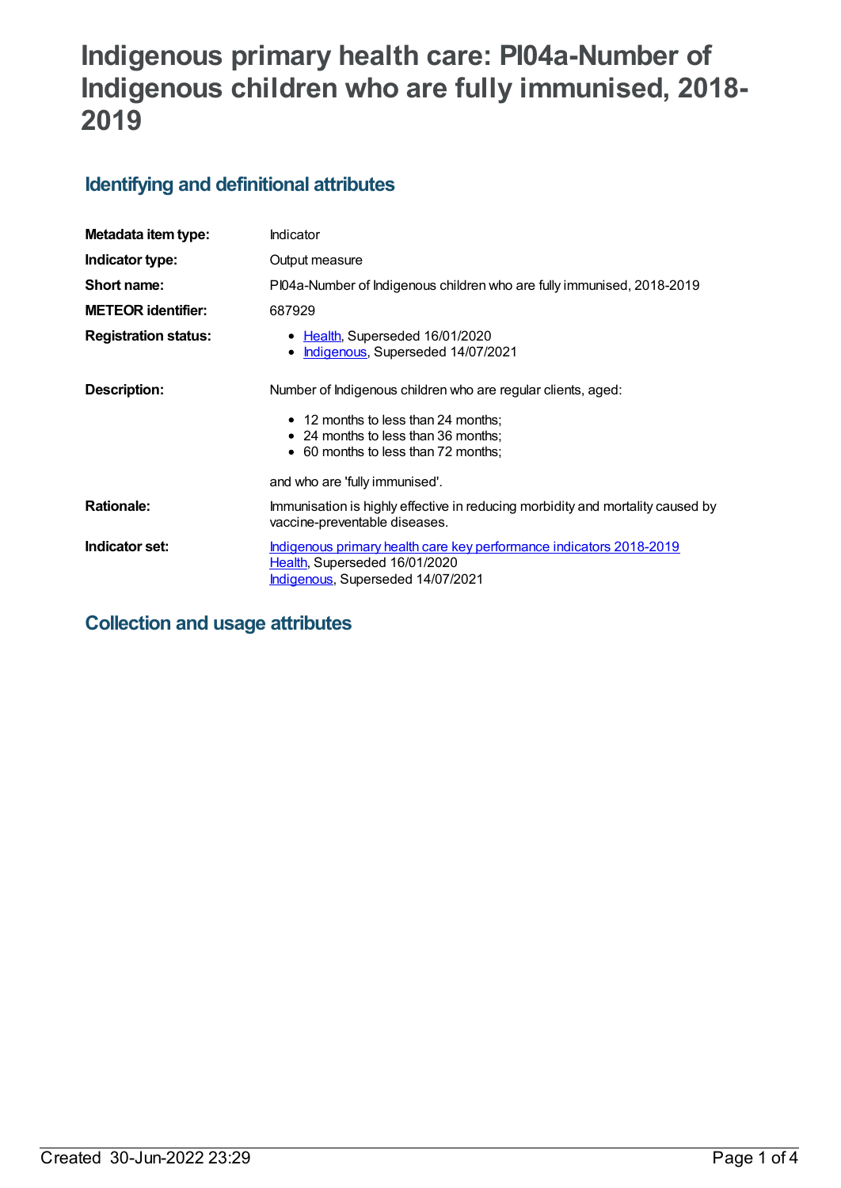# Indigenous primary health care: PI04a-Number of Indigenous children who are fully immunised, 2018-2019

## Identifying and definitional attributes

| | |
|---|---|
| **Metadata item type:** | Indicator |
| **Indicator type:** | Output measure |
| **Short name:** | PI04a-Number of Indigenous children who are fully immunised, 2018-2019 |
| **METEOR identifier:** | 687929 |
| **Registration status:** | • Health, Superseded 16/01/2020<br>• Indigenous, Superseded 14/07/2021 |
| **Description:** | Number of Indigenous children who are regular clients, aged:<br>• 12 months to less than 24 months;<br>• 24 months to less than 36 months;<br>• 60 months to less than 72 months;<br><br>and who are 'fully immunised'. |
| **Rationale:** | Immunisation is highly effective in reducing morbidity and mortality caused by vaccine-preventable diseases. |
| **Indicator set:** | Indigenous primary health care key performance indicators 2018-2019<br>Health, Superseded 16/01/2020<br>Indigenous, Superseded 14/07/2021 |

## Collection and usage attributes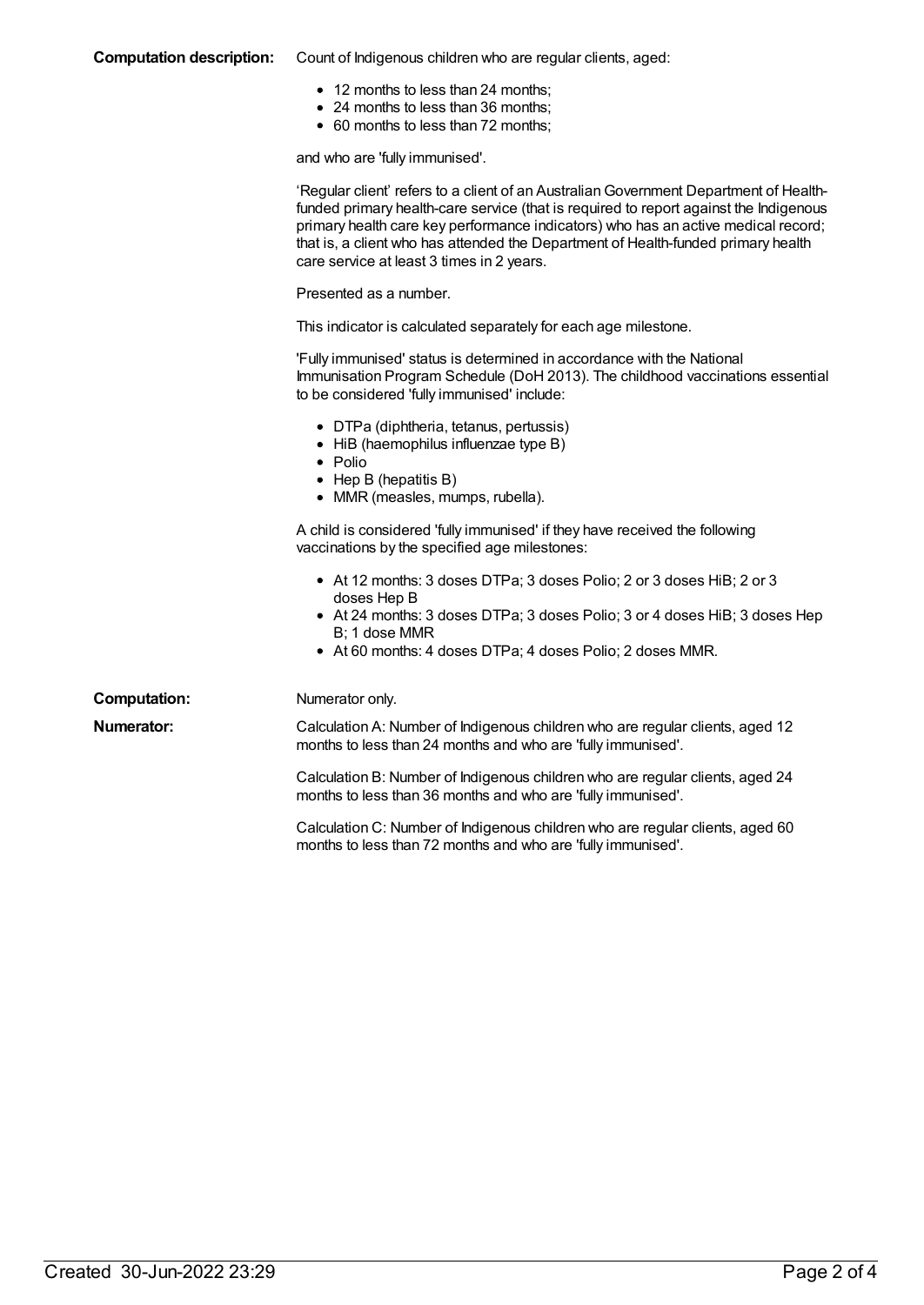**Computation description:** Count of Indigenous children who are regular clients, aged:

- 12 months to less than 24 months;
- 24 months to less than 36 months;
- 60 months to less than 72 months;

and who are 'fully immunised'.

'Regular client' refers to a client of an Australian Government Department of Health-funded primary health-care service (that is required to report against the Indigenous primary health care key performance indicators) who has an active medical record; that is, a client who has attended the Department of Health-funded primary health care service at least 3 times in 2 years.

Presented as a number.

This indicator is calculated separately for each age milestone.

'Fully immunised' status is determined in accordance with the National Immunisation Program Schedule (DoH 2013). The childhood vaccinations essential to be considered 'fully immunised' include:

- DTPa (diphtheria, tetanus, pertussis)
- HiB (haemophilus influenzae type B)
- Polio
- Hep B (hepatitis B)
- MMR (measles, mumps, rubella).

A child is considered 'fully immunised' if they have received the following vaccinations by the specified age milestones:

- At 12 months: 3 doses DTPa; 3 doses Polio; 2 or 3 doses HiB; 2 or 3 doses Hep B
- At 24 months: 3 doses DTPa; 3 doses Polio; 3 or 4 doses HiB; 3 doses Hep B; 1 dose MMR
- At 60 months: 4 doses DTPa; 4 doses Polio; 2 doses MMR.

**Computation:** Numerator only.

**Numerator:** Calculation A: Number of Indigenous children who are regular clients, aged 12 months to less than 24 months and who are 'fully immunised'.

Calculation B: Number of Indigenous children who are regular clients, aged 24 months to less than 36 months and who are 'fully immunised'.

Calculation C: Number of Indigenous children who are regular clients, aged 60 months to less than 72 months and who are 'fully immunised'.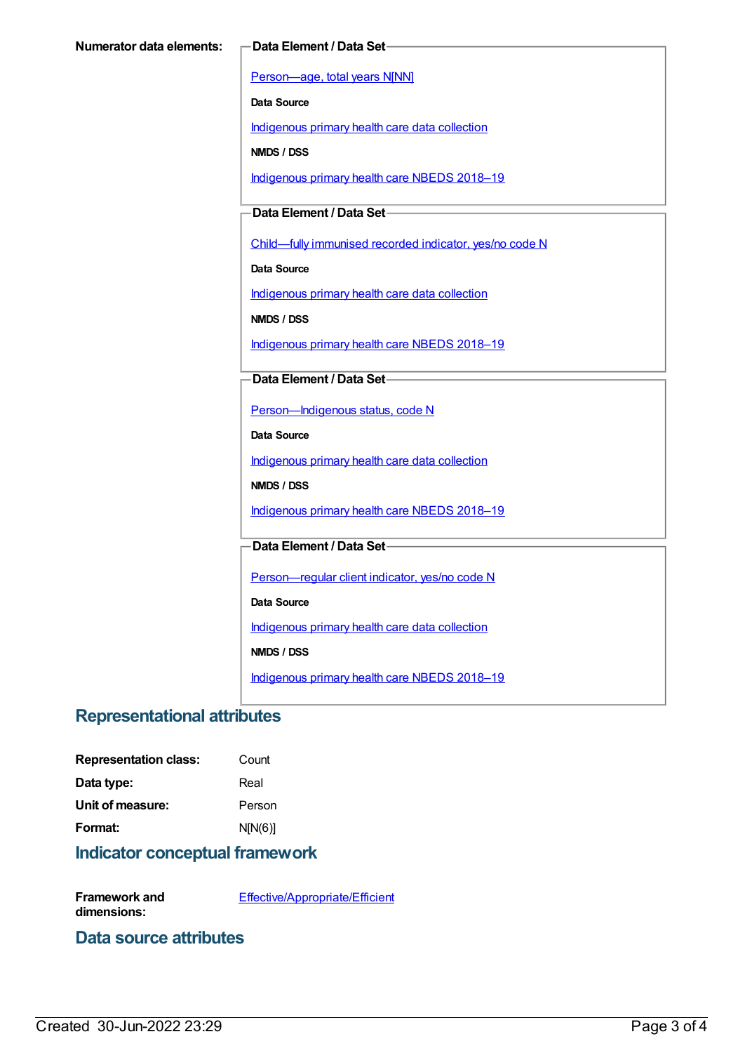**Numerator data elements:**

**Data Element / Data Set**

Person—age, total years N[NN]

**Data Source**

Indigenous primary health care data collection

**NMDS / DSS**

Indigenous primary health care NBEDS 2018–19

**Data Element / Data Set**

Child—fully immunised recorded indicator, yes/no code N

**Data Source**

Indigenous primary health care data collection

**NMDS / DSS**

Indigenous primary health care NBEDS 2018–19

**Data Element / Data Set**

Person—Indigenous status, code N

**Data Source**

Indigenous primary health care data collection

**NMDS / DSS**

Indigenous primary health care NBEDS 2018–19

**Data Element / Data Set**

Person—regular client indicator, yes/no code N

**Data Source**

Indigenous primary health care data collection

**NMDS / DSS**

Indigenous primary health care NBEDS 2018–19

## Representational attributes

**Representation class:** Count

**Data type:** Real

**Unit of measure:** Person

**Format:** N[N(6)]

## Indicator conceptual framework

**Framework and dimensions:** Effective/Appropriate/Efficient

## Data source attributes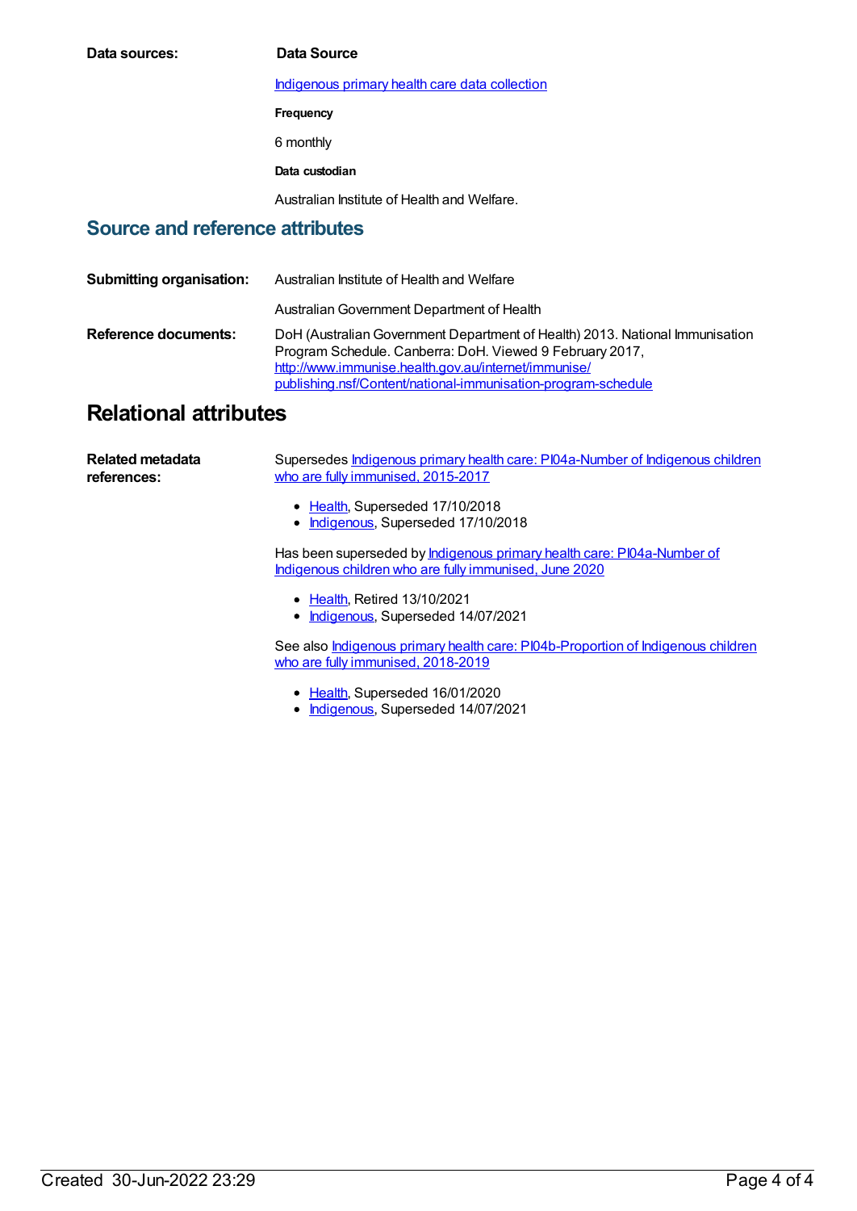**Data sources:**

**Data Source**

Indigenous primary health care data collection

**Frequency**

6 monthly

**Data custodian**

Australian Institute of Health and Welfare.

## Source and reference attributes

**Submitting organisation:** Australian Institute of Health and Welfare

Australian Government Department of Health

**Reference documents:** DoH (Australian Government Department of Health) 2013. National Immunisation Program Schedule. Canberra: DoH. Viewed 9 February 2017, http://www.immunise.health.gov.au/internet/immunise/publishing.nsf/Content/national-immunisation-program-schedule

# Relational attributes

**Related metadata references:**

Supersedes Indigenous primary health care: PI04a-Number of Indigenous children who are fully immunised, 2015-2017

- Health, Superseded 17/10/2018
- Indigenous, Superseded 17/10/2018

Has been superseded by Indigenous primary health care: PI04a-Number of Indigenous children who are fully immunised, June 2020

- Health, Retired 13/10/2021
- Indigenous, Superseded 14/07/2021

See also Indigenous primary health care: PI04b-Proportion of Indigenous children who are fully immunised, 2018-2019

- Health, Superseded 16/01/2020
- Indigenous, Superseded 14/07/2021